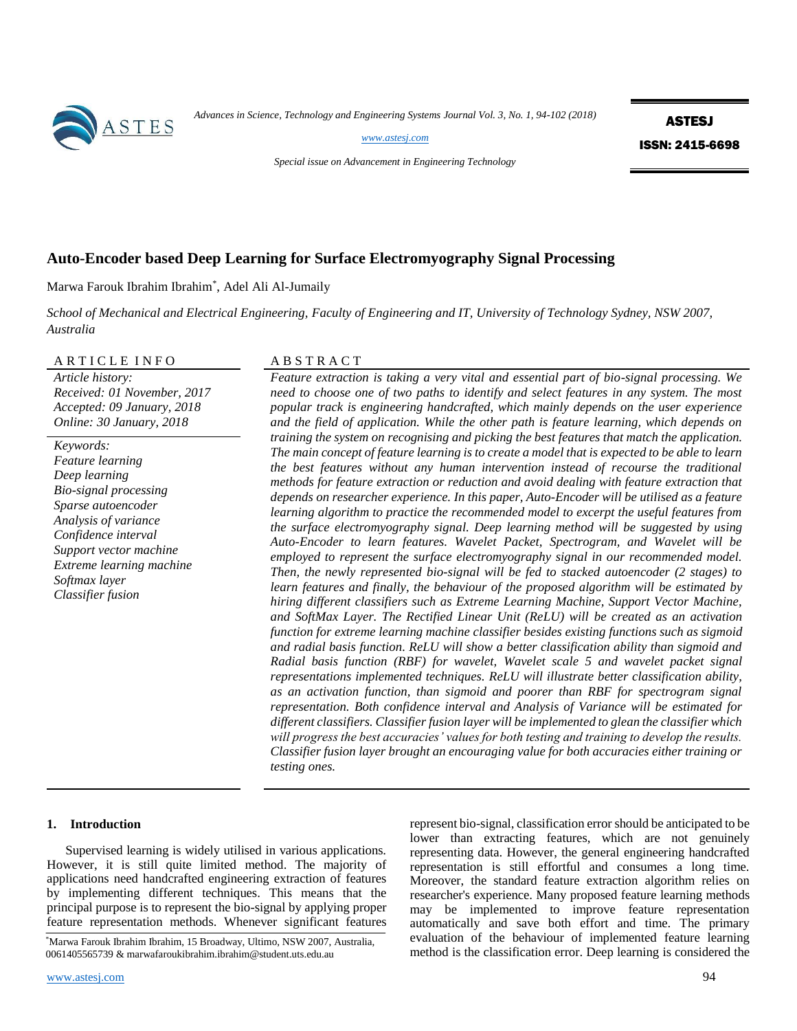# Auto-Encoder based Deep Learning for Surface Electromyography Signal Processing

Marwa Farouk Ibrahim Ibrahim[*], Adel Ali Al-Jumaily

*School of Mechanical and Electrical Engineering, Faculty of Engineering and IT, University of Technology Sydney, NSW 2007, Australia*

**ARTICLE INFO**

*Article history:*
*Received: 01 November, 2017*
*Accepted: 09 January, 2018*
*Online: 30 January, 2018*

*Keywords:*
*Feature learning*
*Deep learning*
*Bio-signal processing*
*Sparse autoencoder*
*Analysis of variance*
*Confidence interval*
*Support vector machine*
*Extreme learning machine*
*Softmax layer*
*Classifier fusion*

**ABSTRACT**

*Feature extraction is taking a very vital and essential part of bio-signal processing. We need to choose one of two paths to identify and select features in any system. The most popular track is engineering handcrafted, which mainly depends on the user experience and the field of application. While the other path is feature learning, which depends on training the system on recognising and picking the best features that match the application. The main concept of feature learning is to create a model that is expected to be able to learn the best features without any human intervention instead of recourse the traditional methods for feature extraction or reduction and avoid dealing with feature extraction that depends on researcher experience. In this paper, Auto-Encoder will be utilised as a feature learning algorithm to practice the recommended model to excerpt the useful features from the surface electromyography signal. Deep learning method will be suggested by using Auto-Encoder to learn features. Wavelet Packet, Spectrogram, and Wavelet will be employed to represent the surface electromyography signal in our recommended model. Then, the newly represented bio-signal will be fed to stacked autoencoder (2 stages) to learn features and finally, the behaviour of the proposed algorithm will be estimated by hiring different classifiers such as Extreme Learning Machine, Support Vector Machine, and SoftMax Layer. The Rectified Linear Unit (ReLU) will be created as an activation function for extreme learning machine classifier besides existing functions such as sigmoid and radial basis function. ReLU will show a better classification ability than sigmoid and Radial basis function (RBF) for wavelet, Wavelet scale 5 and wavelet packet signal representations implemented techniques. ReLU will illustrate better classification ability, as an activation function, than sigmoid and poorer than RBF for spectrogram signal representation. Both confidence interval and Analysis of Variance will be estimated for different classifiers. Classifier fusion layer will be implemented to glean the classifier which will progress the best accuracies' values for both testing and training to develop the results. Classifier fusion layer brought an encouraging value for both accuracies either training or testing ones.*

## 1. Introduction

Supervised learning is widely utilised in various applications. However, it is still quite limited method. The majority of applications need handcrafted engineering extraction of features by implementing different techniques. This means that the principal purpose is to represent the bio-signal by applying proper feature representation methods. Whenever significant features represent bio-signal, classification error should be anticipated to be lower than extracting features, which are not genuinely representing data. However, the general engineering handcrafted representation is still effortful and consumes a long time. Moreover, the standard feature extraction algorithm relies on researcher's experience. Many proposed feature learning methods may be implemented to improve feature representation automatically and save both effort and time. The primary evaluation of the behaviour of implemented feature learning method is the classification error. Deep learning is considered the

[*]Marwa Farouk Ibrahim Ibrahim, 15 Broadway, Ultimo, NSW 2007, Australia, 0061405565739 & marwafaroukibrahim.ibrahim@student.uts.edu.au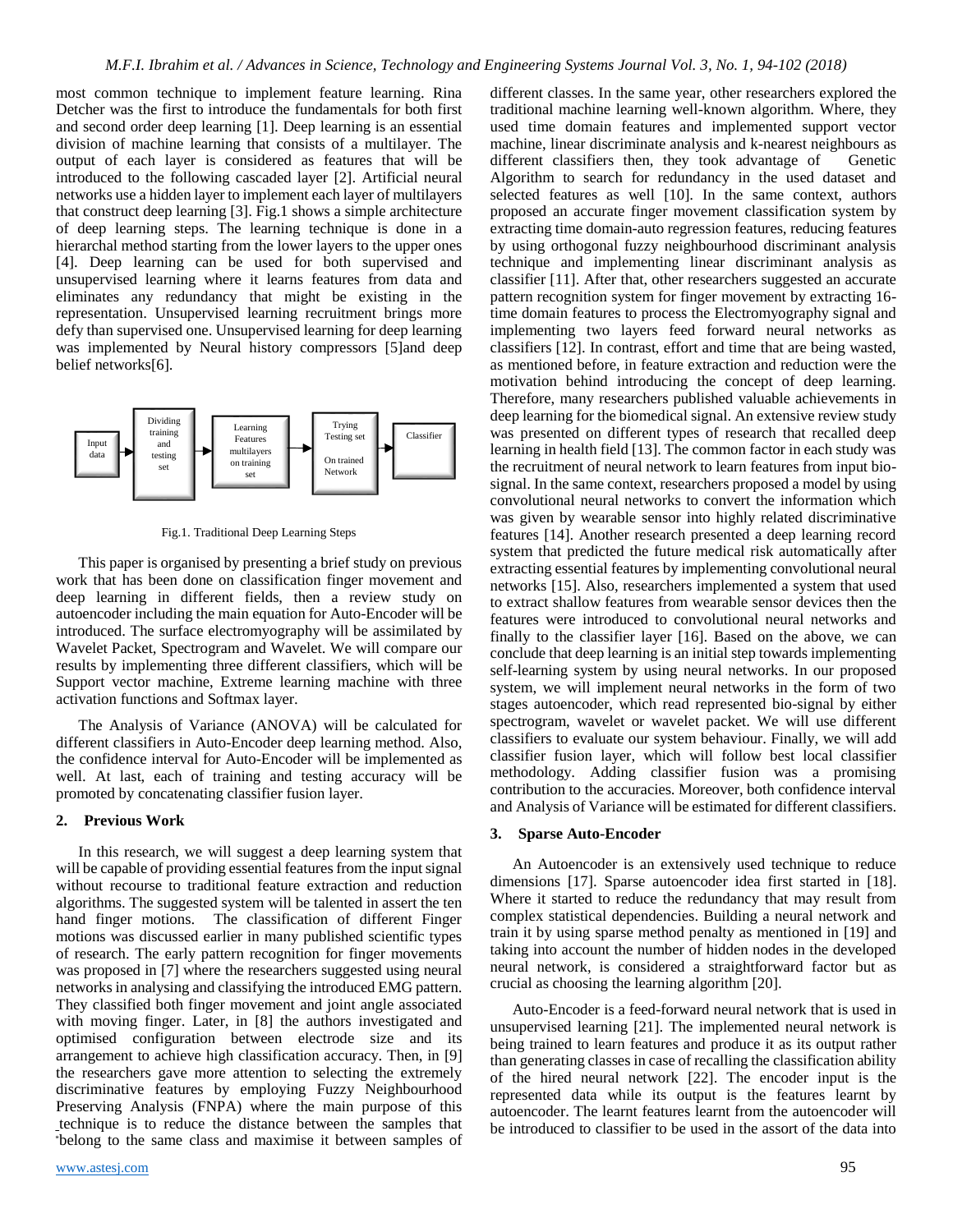most common technique to implement feature learning. Rina Detcher was the first to introduce the fundamentals for both first and second order deep learning [1]. Deep learning is an essential division of machine learning that consists of a multilayer. The output of each layer is considered as features that will be introduced to the following cascaded layer [2]. Artificial neural networks use a hidden layer to implement each layer of multilayers that construct deep learning [3]. Fig.1 shows a simple architecture of deep learning steps. The learning technique is done in a hierarchal method starting from the lower layers to the upper ones [4]. Deep learning can be used for both supervised and unsupervised learning where it learns features from data and eliminates any redundancy that might be existing in the representation. Unsupervised learning recruitment brings more defy than supervised one. Unsupervised learning for deep learning was implemented by Neural history compressors [5]and deep belief networks[6].

Input data → Dividing training and testing set → Learning Features multilayers on training set → Trying Testing set On trained Network → Classifier

Fig.1. Traditional Deep Learning Steps

This paper is organised by presenting a brief study on previous work that has been done on classification finger movement and deep learning in different fields, then a review study on autoencoder including the main equation for Auto-Encoder will be introduced. The surface electromyography will be assimilated by Wavelet Packet, Spectrogram and Wavelet. We will compare our results by implementing three different classifiers, which will be Support vector machine, Extreme learning machine with three activation functions and Softmax layer.

The Analysis of Variance (ANOVA) will be calculated for different classifiers in Auto-Encoder deep learning method. Also, the confidence interval for Auto-Encoder will be implemented as well. At last, each of training and testing accuracy will be promoted by concatenating classifier fusion layer.

## 2. Previous Work

In this research, we will suggest a deep learning system that will be capable of providing essential features from the input signal without recourse to traditional feature extraction and reduction algorithms. The suggested system will be talented in assert the ten hand finger motions. The classification of different Finger motions was discussed earlier in many published scientific types of research. The early pattern recognition for finger movements was proposed in [7] where the researchers suggested using neural networks in analysing and classifying the introduced EMG pattern. They classified both finger movement and joint angle associated with moving finger. Later, in [8] the authors investigated and optimised configuration between electrode size and its arrangement to achieve high classification accuracy. Then, in [9] the researchers gave more attention to selecting the extremely discriminative features by employing Fuzzy Neighbourhood Preserving Analysis (FNPA) where the main purpose of this technique is to reduce the distance between the samples that belong to the same class and maximise it between samples of different classes. In the same year, other researchers explored the traditional machine learning well-known algorithm. Where, they used time domain features and implemented support vector machine, linear discriminate analysis and k-nearest neighbours as different classifiers then, they took advantage of Genetic Algorithm to search for redundancy in the used dataset and selected features as well [10]. In the same context, authors proposed an accurate finger movement classification system by extracting time domain-auto regression features, reducing features by using orthogonal fuzzy neighbourhood discriminant analysis technique and implementing linear discriminant analysis as classifier [11]. After that, other researchers suggested an accurate pattern recognition system for finger movement by extracting 16-time domain features to process the Electromyography signal and implementing two layers feed forward neural networks as classifiers [12]. In contrast, effort and time that are being wasted, as mentioned before, in feature extraction and reduction were the motivation behind introducing the concept of deep learning. Therefore, many researchers published valuable achievements in deep learning for the biomedical signal. An extensive review study was presented on different types of research that recalled deep learning in health field [13]. The common factor in each study was the recruitment of neural network to learn features from input bio-signal. In the same context, researchers proposed a model by using convolutional neural networks to convert the information which was given by wearable sensor into highly related discriminative features [14]. Another research presented a deep learning record system that predicted the future medical risk automatically after extracting essential features by implementing convolutional neural networks [15]. Also, researchers implemented a system that used to extract shallow features from wearable sensor devices then the features were introduced to convolutional neural networks and finally to the classifier layer [16]. Based on the above, we can conclude that deep learning is an initial step towards implementing self-learning system by using neural networks. In our proposed system, we will implement neural networks in the form of two stages autoencoder, which read represented bio-signal by either spectrogram, wavelet or wavelet packet. We will use different classifiers to evaluate our system behaviour. Finally, we will add classifier fusion layer, which will follow best local classifier methodology. Adding classifier fusion was a promising contribution to the accuracies. Moreover, both confidence interval and Analysis of Variance will be estimated for different classifiers.

## 3. Sparse Auto-Encoder

An Autoencoder is an extensively used technique to reduce dimensions [17]. Sparse autoencoder idea first started in [18]. Where it started to reduce the redundancy that may result from complex statistical dependencies. Building a neural network and train it by using sparse method penalty as mentioned in [19] and taking into account the number of hidden nodes in the developed neural network, is considered a straightforward factor but as crucial as choosing the learning algorithm [20].

Auto-Encoder is a feed-forward neural network that is used in unsupervised learning [21]. The implemented neural network is being trained to learn features and produce it as its output rather than generating classes in case of recalling the classification ability of the hired neural network [22]. The encoder input is the represented data while its output is the features learnt by autoencoder. The learnt features learnt from the autoencoder will be introduced to classifier to be used in the assort of the data into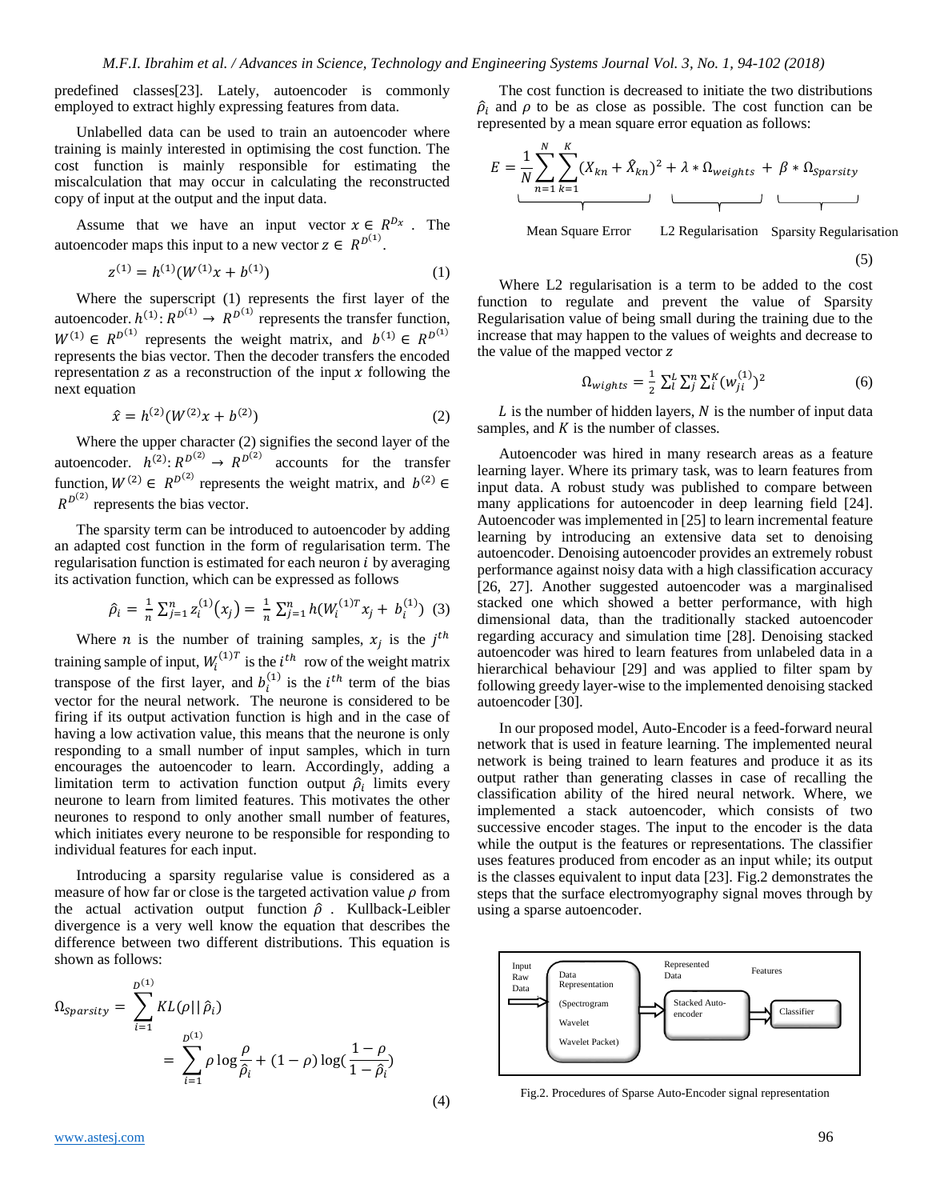predefined classes[23]. Lately, autoencoder is commonly employed to extract highly expressing features from data.

Unlabelled data can be used to train an autoencoder where training is mainly interested in optimising the cost function. The cost function is mainly responsible for estimating the miscalculation that may occur in calculating the reconstructed copy of input at the output and the input data.

Assume that we have an input vector $x \in R^{D_x}$. The autoencoder maps this input to a new vector $z \in R^{D^{(1)}}$.

$$z^{(1)} = h^{(1)}(W^{(1)}x + b^{(1)}) \tag{1}$$

Where the superscript (1) represents the first layer of the autoencoder. $h^{(1)}: R^{D^{(1)}} \to R^{D^{(1)}}$ represents the transfer function, $W^{(1)} \in R^{D^{(1)}}$ represents the weight matrix, and $b^{(1)} \in R^{D^{(1)}}$ represents the bias vector. Then the decoder transfers the encoded representation $z$ as a reconstruction of the input $x$ following the next equation

$$\hat{x} = h^{(2)}(W^{(2)}x + b^{(2)}) \tag{2}$$

Where the upper character (2) signifies the second layer of the autoencoder. $h^{(2)}: R^{D^{(2)}} \to R^{D^{(2)}}$ accounts for the transfer function, $W^{(2)} \in R^{D^{(2)}}$ represents the weight matrix, and $b^{(2)} \in R^{D^{(2)}}$ represents the bias vector.

The sparsity term can be introduced to autoencoder by adding an adapted cost function in the form of regularisation term. The regularisation function is estimated for each neuron $i$ by averaging its activation function, which can be expressed as follows

$$\hat{\rho}_i = \frac{1}{n}\sum_{j=1}^{n} z_i^{(1)}(x_j) = \frac{1}{n}\sum_{j=1}^{n} h(W_i^{(1)T}x_j + b_i^{(1)}) \tag{3}$$

Where $n$ is the number of training samples, $x_j$ is the $j^{th}$ training sample of input, $W_i^{(1)T}$ is the $i^{th}$ row of the weight matrix transpose of the first layer, and $b_i^{(1)}$ is the $i^{th}$ term of the bias vector for the neural network. The neurone is considered to be firing if its output activation function is high and in the case of having a low activation value, this means that the neurone is only responding to a small number of input samples, which in turn encourages the autoencoder to learn. Accordingly, adding a limitation term to activation function output $\hat{\rho}_i$ limits every neurone to learn from limited features. This motivates the other neurones to respond to only another small number of features, which initiates every neurone to be responsible for responding to individual features for each input.

Introducing a sparsity regularise value is considered as a measure of how far or close is the targeted activation value $\rho$ from the actual activation output function $\hat{\rho}$. Kullback-Leibler divergence is a very well know the equation that describes the difference between two different distributions. This equation is shown as follows:

$$\Omega_{Sparsity} = \sum_{i=1}^{D^{(1)}} KL(\rho||\hat{\rho}_i) = \sum_{i=1}^{D^{(1)}} \rho \log\frac{\rho}{\hat{\rho}_i} + (1-\rho)\log(\frac{1-\rho}{1-\hat{\rho}_i}) \tag{4}$$

The cost function is decreased to initiate the two distributions $\hat{\rho}_i$ and $\rho$ to be as close as possible. The cost function can be represented by a mean square error equation as follows:

$$E = \underbrace{\frac{1}{N}\sum_{n=1}^{N}\sum_{k=1}^{K}(X_{kn} + \hat{X}_{kn})^2}_{\text{Mean Square Error}} + \underbrace{\lambda * \Omega_{weights}}_{\text{L2 Regularisation}} + \underbrace{\beta * \Omega_{Sparsity}}_{\text{Sparsity Regularisation}} \tag{5}$$

Where L2 regularisation is a term to be added to the cost function to regulate and prevent the value of Sparsity Regularisation value of being small during the training due to the increase that may happen to the values of weights and decrease to the value of the mapped vector $z$

$$\Omega_{wights} = \frac{1}{2}\sum_{l}^{L}\sum_{j}^{n}\sum_{i}^{K}(w_{ji}^{(1)})^2 \tag{6}$$

$L$ is the number of hidden layers, $N$ is the number of input data samples, and $K$ is the number of classes.

Autoencoder was hired in many research areas as a feature learning layer. Where its primary task, was to learn features from input data. A robust study was published to compare between many applications for autoencoder in deep learning field [24]. Autoencoder was implemented in [25] to learn incremental feature learning by introducing an extensive data set to denoising autoencoder. Denoising autoencoder provides an extremely robust performance against noisy data with a high classification accuracy [26, 27]. Another suggested autoencoder was a marginalised stacked one which showed a better performance, with high dimensional data, than the traditionally stacked autoencoder regarding accuracy and simulation time [28]. Denoising stacked autoencoder was hired to learn features from unlabeled data in a hierarchical behaviour [29] and was applied to filter spam by following greedy layer-wise to the implemented denoising stacked autoencoder [30].

In our proposed model, Auto-Encoder is a feed-forward neural network that is used in feature learning. The implemented neural network is being trained to learn features and produce it as its output rather than generating classes in case of recalling the classification ability of the hired neural network. Where, we implemented a stack autoencoder, which consists of two successive encoder stages. The input to the encoder is the data while the output is the features or representations. The classifier uses features produced from encoder as an input while; its output is the classes equivalent to input data [23]. Fig.2 demonstrates the steps that the surface electromyography signal moves through by using a sparse autoencoder.

Input Raw Data → Data Representation (Spectrogram, Wavelet, Wavelet Packet) → Represented Data → Stacked Auto-encoder → Features → Classifier

Fig.2. Procedures of Sparse Auto-Encoder signal representation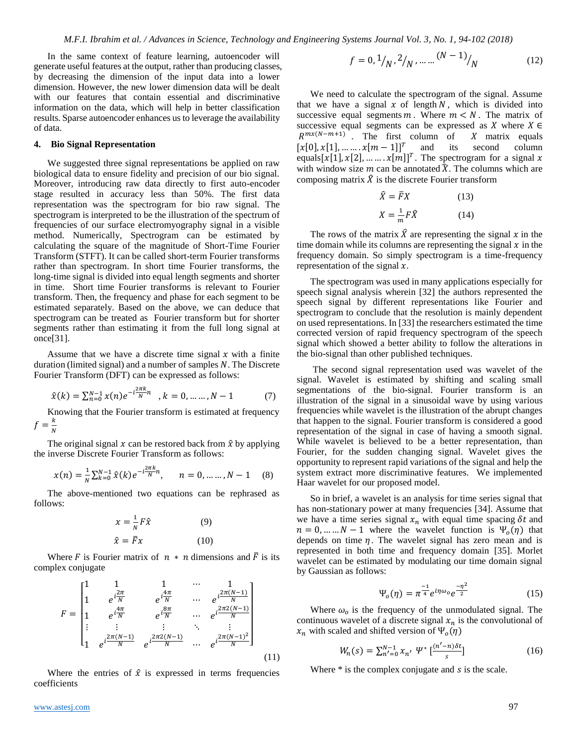In the same context of feature learning, autoencoder will generate useful features at the output, rather than producing classes, by decreasing the dimension of the input data into a lower dimension. However, the new lower dimension data will be dealt with our features that contain essential and discriminative information on the data, which will help in better classification results. Sparse autoencoder enhances us to leverage the availability of data.

## 4. Bio Signal Representation

We suggested three signal representations be applied on raw biological data to ensure fidelity and precision of our bio signal. Moreover, introducing raw data directly to first auto-encoder stage resulted in accuracy less than 50%. The first data representation was the spectrogram for bio raw signal. The spectrogram is interpreted to be the illustration of the spectrum of frequencies of our surface electromyography signal in a visible method. Numerically, Spectrogram can be estimated by calculating the square of the magnitude of Short-Time Fourier Transform (STFT). It can be called short-term Fourier transforms rather than spectrogram. In short time Fourier transforms, the long-time signal is divided into equal length segments and shorter in time. Short time Fourier transforms is relevant to Fourier transform. Then, the frequency and phase for each segment to be estimated separately. Based on the above, we can deduce that spectrogram can be treated as Fourier transform but for shorter segments rather than estimating it from the full long signal at once[31].

Assume that we have a discrete time signal $x$ with a finite duration (limited signal) and a number of samples $N$. The Discrete Fourier Transform (DFT) can be expressed as follows:

$$\hat{x}(k) = \sum_{n=0}^{N-1} x(n) e^{-i\frac{2\pi k}{N}n} \quad , k = 0, \ldots\ldots, N-1 \tag{7}$$

Knowing that the Fourier transform is estimated at frequency $f = \frac{k}{N}$

The original signal $x$ can be restored back from $\hat{x}$ by applying the inverse Discrete Fourier Transform as follows:

$$x(n) = \frac{1}{N} \sum_{k=0}^{N-1} \hat{x}(k) e^{-i\frac{2\pi k}{N}n}, \quad n = 0, \ldots\ldots, N-1 \tag{8}$$

The above-mentioned two equations can be rephrased as follows:

$$x = \frac{1}{N} F \hat{x} \tag{9}$$

$$\hat{x} = \bar{F} x \tag{10}$$

Where $F$ is Fourier matrix of $n * n$ dimensions and $\bar{F}$ is its complex conjugate

$$F = \begin{bmatrix} 1 & 1 & 1 & \cdots & 1 \\ 1 & e^{i\frac{2\pi}{N}} & e^{i\frac{4\pi}{N}} & \cdots & e^{i\frac{2\pi(N-1)}{N}} \\ 1 & e^{i\frac{4\pi}{N}} & e^{i\frac{8\pi}{N}} & \cdots & e^{i\frac{2\pi 2(N-1)}{N}} \\ \vdots & \vdots & \vdots & \ddots & \vdots \\ 1 & e^{i\frac{2\pi(N-1)}{N}} & e^{i\frac{2\pi 2(N-1)}{N}} & \cdots & e^{i\frac{2\pi(N-1)^2}{N}} \end{bmatrix} \tag{11}$$

Where the entries of $\hat{x}$ is expressed in terms frequencies coefficients

$$f = 0, {}^{1}/_{N}, {}^{2}/_{N}, \ldots\ldots {}^{(N-1)}/_{N} \tag{12}$$

We need to calculate the spectrogram of the signal. Assume that we have a signal $x$ of length $N$, which is divided into successive equal segments $m$. Where $m < N$. The matrix of successive equal segments can be expressed as $X$ where $X \in R^{mx(N-m+1)}$. The first column of $X$ matrix equals $[x[0], x[1], \ldots\ldots. x[m-1]]^T$ and its second column equals$[x[1], x[2], \ldots\ldots. x[m]]^T$. The spectrogram for a signal $x$ with window size $m$ can be annotated $\hat{X}$. The columns which are composing matrix $\hat{X}$ is the discrete Fourier transform

$$\hat{X} = \bar{F} X \tag{13}$$

$$X = \frac{1}{m} F \hat{X} \tag{14}$$

The rows of the matrix $\hat{X}$ are representing the signal $x$ in the time domain while its columns are representing the signal $x$ in the frequency domain. So simply spectrogram is a time-frequency representation of the signal $x$.

The spectrogram was used in many applications especially for speech signal analysis wherein [32] the authors represented the speech signal by different representations like Fourier and spectrogram to conclude that the resolution is mainly dependent on used representations. In [33] the researchers estimated the time corrected version of rapid frequency spectrogram of the speech signal which showed a better ability to follow the alterations in the bio-signal than other published techniques.

The second signal representation used was wavelet of the signal. Wavelet is estimated by shifting and scaling small segmentations of the bio-signal. Fourier transform is an illustration of the signal in a sinusoidal wave by using various frequencies while wavelet is the illustration of the abrupt changes that happen to the signal. Fourier transform is considered a good representation of the signal in case of having a smooth signal. While wavelet is believed to be a better representation, than Fourier, for the sudden changing signal. Wavelet gives the opportunity to represent rapid variations of the signal and help the system extract more discriminative features. We implemented Haar wavelet for our proposed model.

So in brief, a wavelet is an analysis for time series signal that has non-stationary power at many frequencies [34]. Assume that we have a time series signal $x_n$ with equal time spacing $\delta t$ and $n = 0, \ldots\ldots N-1$ where the wavelet function is $\Psi_o(\eta)$ that depends on time $\eta$. The wavelet signal has zero mean and is represented in both time and frequency domain [35]. Morlet wavelet can be estimated by modulating our time domain signal by Gaussian as follows:

$$\Psi_o(\eta) = \pi^{\frac{-1}{4}} e^{i\eta\omega_o} e^{\frac{-\eta^2}{2}} \tag{15}$$

Where $\omega_o$ is the frequency of the unmodulated signal. The continuous wavelet of a discrete signal $x_n$ is the convolutional of $x_n$ with scaled and shifted version of $\Psi_o(\eta)$

$$W_n(s) = \sum_{n'=0}^{N-1} x_{n'} \, \Psi^* \left[\frac{(n'-n)\delta t}{s}\right] \tag{16}$$

Where * is the complex conjugate and $s$ is the scale.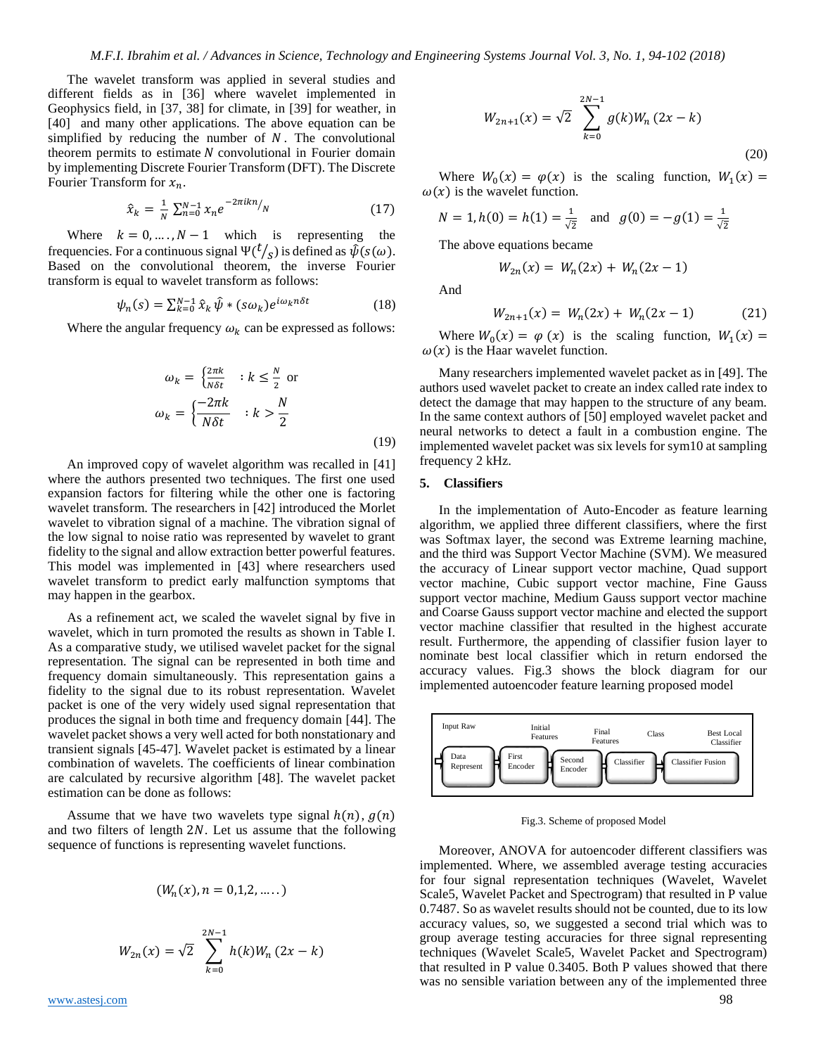The wavelet transform was applied in several studies and different fields as in [36] where wavelet implemented in Geophysics field, in [37, 38] for climate, in [39] for weather, in [40] and many other applications. The above equation can be simplified by reducing the number of $N$. The convolutional theorem permits to estimate $N$ convolutional in Fourier domain by implementing Discrete Fourier Transform (DFT). The Discrete Fourier Transform for $x_n$.

$$\hat{x}_k = \frac{1}{N}\sum_{n=0}^{N-1} x_n e^{-2\pi ikn/N} \quad (17)$$

Where $k = 0, \ldots, N-1$ which is representing the frequencies. For a continuous signal $\Psi(t/s)$ is defined as $\hat{\psi}(s(\omega))$. Based on the convolutional theorem, the inverse Fourier transform is equal to wavelet transform as follows:

$$\psi_n(s) = \sum_{k=0}^{N-1} \hat{x}_k \, \hat{\psi} * (s\omega_k) e^{i\omega_k n\delta t} \quad (18)$$

Where the angular frequency $\omega_k$ can be expressed as follows:

$$\omega_k = \begin{cases} \frac{2\pi k}{N\delta t} & : k \leq \frac{N}{2} \end{cases} \text{ or}$$

$$\omega_k = \begin{cases} \frac{-2\pi k}{N\delta t} & : k > \frac{N}{2} \end{cases} \quad (19)$$

An improved copy of wavelet algorithm was recalled in [41] where the authors presented two techniques. The first one used expansion factors for filtering while the other one is factoring wavelet transform. The researchers in [42] introduced the Morlet wavelet to vibration signal of a machine. The vibration signal of the low signal to noise ratio was represented by wavelet to grant fidelity to the signal and allow extraction better powerful features. This model was implemented in [43] where researchers used wavelet transform to predict early malfunction symptoms that may happen in the gearbox.

As a refinement act, we scaled the wavelet signal by five in wavelet, which in turn promoted the results as shown in Table I. As a comparative study, we utilised wavelet packet for the signal representation. The signal can be represented in both time and frequency domain simultaneously. This representation gains a fidelity to the signal due to its robust representation. Wavelet packet is one of the very widely used signal representation that produces the signal in both time and frequency domain [44]. The wavelet packet shows a very well acted for both nonstationary and transient signals [45-47]. Wavelet packet is estimated by a linear combination of wavelets. The coefficients of linear combination are calculated by recursive algorithm [48]. The wavelet packet estimation can be done as follows:

Assume that we have two wavelets type signal $h(n)$, $g(n)$ and two filters of length $2N$. Let us assume that the following sequence of functions is representing wavelet functions.

$$(W_n(x), n = 0,1,2, \ldots)$$

$$W_{2n}(x) = \sqrt{2} \sum_{k=0}^{2N-1} h(k) W_n(2x - k)$$

$$W_{2n+1}(x) = \sqrt{2} \sum_{k=0}^{2N-1} g(k) W_n(2x - k) \quad (20)$$

Where $W_0(x) = \varphi(x)$ is the scaling function, $W_1(x) = \omega(x)$ is the wavelet function.

$N = 1, h(0) = h(1) = \frac{1}{\sqrt{2}}$ and $g(0) = -g(1) = \frac{1}{\sqrt{2}}$

The above equations became

$$W_{2n}(x) = W_n(2x) + W_n(2x - 1)$$

And

$$W_{2n+1}(x) = W_n(2x) + W_n(2x - 1) \quad (21)$$

Where $W_0(x) = \varphi(x)$ is the scaling function, $W_1(x) = \omega(x)$ is the Haar wavelet function.

Many researchers implemented wavelet packet as in [49]. The authors used wavelet packet to create an index called rate index to detect the damage that may happen to the structure of any beam. In the same context authors of [50] employed wavelet packet and neural networks to detect a fault in a combustion engine. The implemented wavelet packet was six levels for sym10 at sampling frequency 2 kHz.

## 5. Classifiers

In the implementation of Auto-Encoder as feature learning algorithm, we applied three different classifiers, where the first was Softmax layer, the second was Extreme learning machine, and the third was Support Vector Machine (SVM). We measured the accuracy of Linear support vector machine, Quad support vector machine, Cubic support vector machine, Fine Gauss support vector machine, Medium Gauss support vector machine and Coarse Gauss support vector machine and elected the support vector machine classifier that resulted in the highest accurate result. Furthermore, the appending of classifier fusion layer to nominate best local classifier which in return endorsed the accuracy values. Fig.3 shows the block diagram for our implemented autoencoder feature learning proposed model

| Input Raw | Initial Features | Final Features | Class | Best Local Classifier |
|---|---|---|---|---|
| Data Represent → | First Encoder → | Second Encoder → | Classifier → | Classifier Fusion |

Fig.3. Scheme of proposed Model

Moreover, ANOVA for autoencoder different classifiers was implemented. Where, we assembled average testing accuracies for four signal representation techniques (Wavelet, Wavelet Scale5, Wavelet Packet and Spectrogram) that resulted in P value 0.7487. So as wavelet results should not be counted, due to its low accuracy values, so, we suggested a second trial which was to group average testing accuracies for three signal representing techniques (Wavelet Scale5, Wavelet Packet and Spectrogram) that resulted in P value 0.3405. Both P values showed that there was no sensible variation between any of the implemented three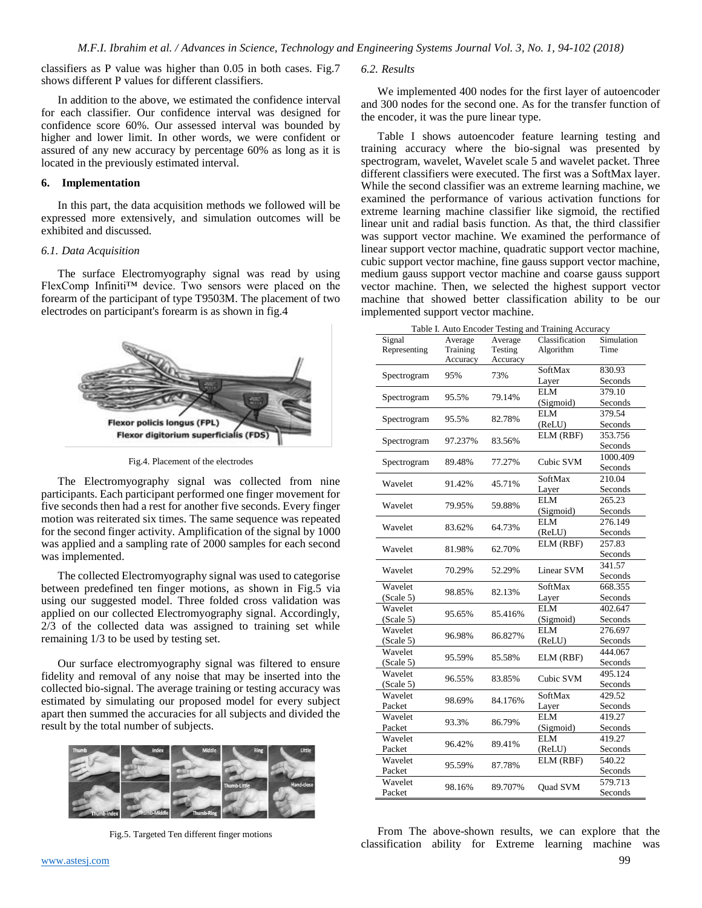classifiers as P value was higher than 0.05 in both cases. Fig.7 shows different P values for different classifiers.

In addition to the above, we estimated the confidence interval for each classifier. Our confidence interval was designed for confidence score 60%. Our assessed interval was bounded by higher and lower limit. In other words, we were confident or assured of any new accuracy by percentage 60% as long as it is located in the previously estimated interval.

## 6. Implementation

In this part, the data acquisition methods we followed will be expressed more extensively, and simulation outcomes will be exhibited and discussed.

### *6.1. Data Acquisition*

The surface Electromyography signal was read by using FlexComp Infiniti™ device. Two sensors were placed on the forearm of the participant of type T9503M. The placement of two electrodes on participant's forearm is as shown in fig.4

Fig.4. Placement of the electrodes

The Electromyography signal was collected from nine participants. Each participant performed one finger movement for five seconds then had a rest for another five seconds. Every finger motion was reiterated six times. The same sequence was repeated for the second finger activity. Amplification of the signal by 1000 was applied and a sampling rate of 2000 samples for each second was implemented.

The collected Electromyography signal was used to categorise between predefined ten finger motions, as shown in Fig.5 via using our suggested model. Three folded cross validation was applied on our collected Electromyography signal. Accordingly, 2/3 of the collected data was assigned to training set while remaining 1/3 to be used by testing set.

Our surface electromyography signal was filtered to ensure fidelity and removal of any noise that may be inserted into the collected bio-signal. The average training or testing accuracy was estimated by simulating our proposed model for every subject apart then summed the accuracies for all subjects and divided the result by the total number of subjects.

Fig.5. Targeted Ten different finger motions

### *6.2. Results*

We implemented 400 nodes for the first layer of autoencoder and 300 nodes for the second one. As for the transfer function of the encoder, it was the pure linear type.

Table I shows autoencoder feature learning testing and training accuracy where the bio-signal was presented by spectrogram, wavelet, Wavelet scale 5 and wavelet packet. Three different classifiers were executed. The first was a SoftMax layer. While the second classifier was an extreme learning machine, we examined the performance of various activation functions for extreme learning machine classifier like sigmoid, the rectified linear unit and radial basis function. As that, the third classifier was support vector machine. We examined the performance of linear support vector machine, quadratic support vector machine, cubic support vector machine, fine gauss support vector machine, medium gauss support vector machine and coarse gauss support vector machine. Then, we selected the highest support vector machine that showed better classification ability to be our implemented support vector machine.

Table I. Auto Encoder Testing and Training Accuracy

| Signal Representing | Average Training Accuracy | Average Testing Accuracy | Classification Algorithm | Simulation Time |
|---|---|---|---|---|
| Spectrogram | 95% | 73% | SoftMax Layer | 830.93 Seconds |
| Spectrogram | 95.5% | 79.14% | ELM (Sigmoid) | 379.10 Seconds |
| Spectrogram | 95.5% | 82.78% | ELM (ReLU) | 379.54 Seconds |
| Spectrogram | 97.237% | 83.56% | ELM (RBF) | 353.756 Seconds |
| Spectrogram | 89.48% | 77.27% | Cubic SVM | 1000.409 Seconds |
| Wavelet | 91.42% | 45.71% | SoftMax Layer | 210.04 Seconds |
| Wavelet | 79.95% | 59.88% | ELM (Sigmoid) | 265.23 Seconds |
| Wavelet | 83.62% | 64.73% | ELM (ReLU) | 276.149 Seconds |
| Wavelet | 81.98% | 62.70% | ELM (RBF) | 257.83 Seconds |
| Wavelet | 70.29% | 52.29% | Linear SVM | 341.57 Seconds |
| Wavelet (Scale 5) | 98.85% | 82.13% | SoftMax Layer | 668.355 Seconds |
| Wavelet (Scale 5) | 95.65% | 85.416% | ELM (Sigmoid) | 402.647 Seconds |
| Wavelet (Scale 5) | 96.98% | 86.827% | ELM (ReLU) | 276.697 Seconds |
| Wavelet (Scale 5) | 95.59% | 85.58% | ELM (RBF) | 444.067 Seconds |
| Wavelet (Scale 5) | 96.55% | 83.85% | Cubic SVM | 495.124 Seconds |
| Wavelet Packet | 98.69% | 84.176% | SoftMax Layer | 429.52 Seconds |
| Wavelet Packet | 93.3% | 86.79% | ELM (Sigmoid) | 419.27 Seconds |
| Wavelet Packet | 96.42% | 89.41% | ELM (ReLU) | 419.27 Seconds |
| Wavelet Packet | 95.59% | 87.78% | ELM (RBF) | 540.22 Seconds |
| Wavelet Packet | 98.16% | 89.707% | Quad SVM | 579.713 Seconds |

From The above-shown results, we can explore that the classification ability for Extreme learning machine was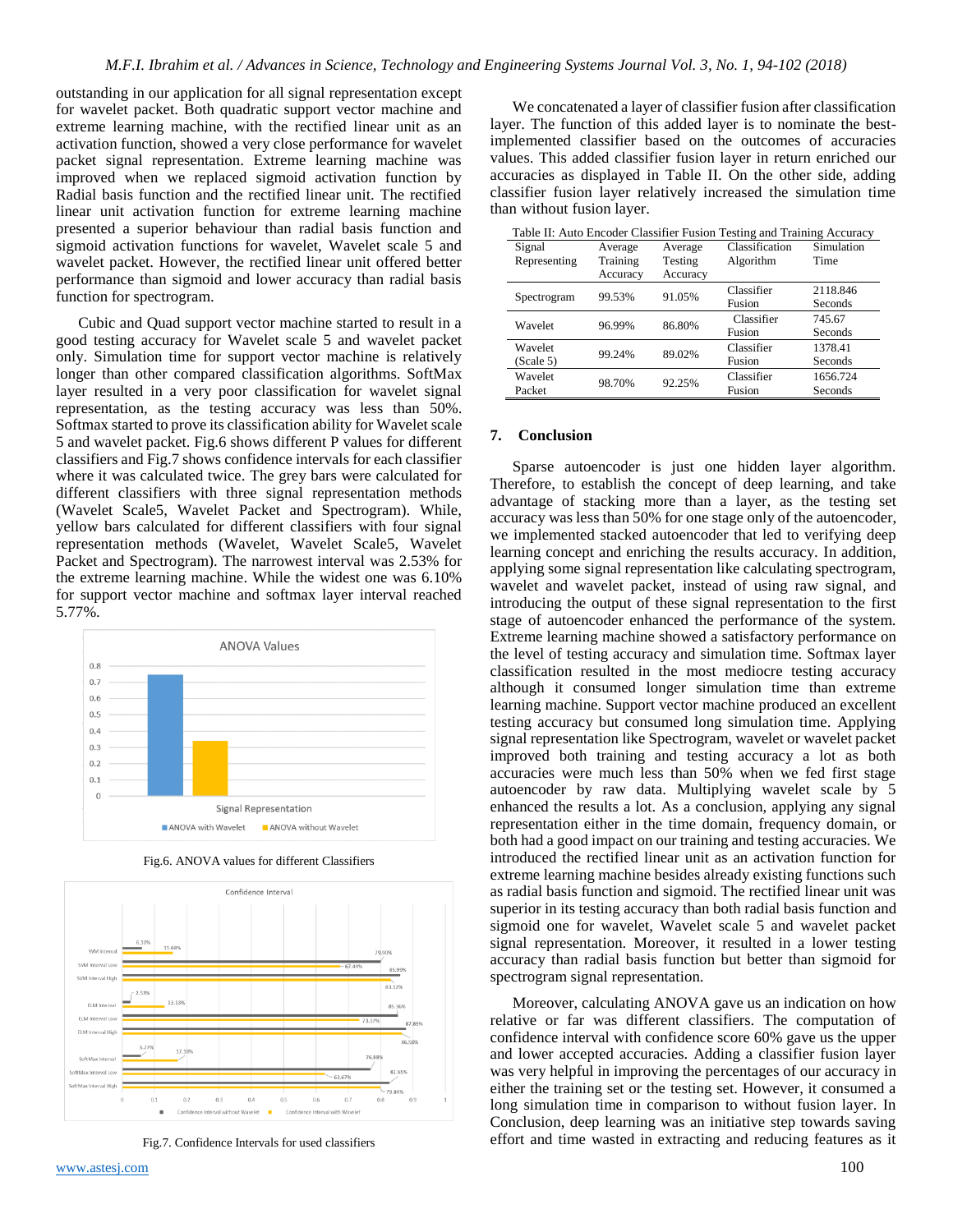outstanding in our application for all signal representation except for wavelet packet. Both quadratic support vector machine and extreme learning machine, with the rectified linear unit as an activation function, showed a very close performance for wavelet packet signal representation. Extreme learning machine was improved when we replaced sigmoid activation function by Radial basis function and the rectified linear unit. The rectified linear unit activation function for extreme learning machine presented a superior behaviour than radial basis function and sigmoid activation functions for wavelet, Wavelet scale 5 and wavelet packet. However, the rectified linear unit offered better performance than sigmoid and lower accuracy than radial basis function for spectrogram.

Cubic and Quad support vector machine started to result in a good testing accuracy for Wavelet scale 5 and wavelet packet only. Simulation time for support vector machine is relatively longer than other compared classification algorithms. SoftMax layer resulted in a very poor classification for wavelet signal representation, as the testing accuracy was less than 50%. Softmax started to prove its classification ability for Wavelet scale 5 and wavelet packet. Fig.6 shows different P values for different classifiers and Fig.7 shows confidence intervals for each classifier where it was calculated twice. The grey bars were calculated for different classifiers with three signal representation methods (Wavelet Scale5, Wavelet Packet and Spectrogram). While, yellow bars calculated for different classifiers with four signal representation methods (Wavelet, Wavelet Scale5, Wavelet Packet and Spectrogram). The narrowest interval was 2.53% for the extreme learning machine. While the widest one was 6.10% for support vector machine and softmax layer interval reached 5.77%.

Fig.6. ANOVA values for different Classifiers

Fig.7. Confidence Intervals for used classifiers

We concatenated a layer of classifier fusion after classification layer. The function of this added layer is to nominate the best-implemented classifier based on the outcomes of accuracies values. This added classifier fusion layer in return enriched our accuracies as displayed in Table II. On the other side, adding classifier fusion layer relatively increased the simulation time than without fusion layer.

Table II: Auto Encoder Classifier Fusion Testing and Training Accuracy

| Signal Representing | Average Training Accuracy | Average Testing Accuracy | Classification Algorithm | Simulation Time |
|---|---|---|---|---|
| Spectrogram | 99.53% | 91.05% | Classifier Fusion | 2118.846 Seconds |
| Wavelet | 96.99% | 86.80% | Classifier Fusion | 745.67 Seconds |
| Wavelet (Scale 5) | 99.24% | 89.02% | Classifier Fusion | 1378.41 Seconds |
| Wavelet Packet | 98.70% | 92.25% | Classifier Fusion | 1656.724 Seconds |

## 7. Conclusion

Sparse autoencoder is just one hidden layer algorithm. Therefore, to establish the concept of deep learning, and take advantage of stacking more than a layer, as the testing set accuracy was less than 50% for one stage only of the autoencoder, we implemented stacked autoencoder that led to verifying deep learning concept and enriching the results accuracy. In addition, applying some signal representation like calculating spectrogram, wavelet and wavelet packet, instead of using raw signal, and introducing the output of these signal representation to the first stage of autoencoder enhanced the performance of the system. Extreme learning machine showed a satisfactory performance on the level of testing accuracy and simulation time. Softmax layer classification resulted in the most mediocre testing accuracy although it consumed longer simulation time than extreme learning machine. Support vector machine produced an excellent testing accuracy but consumed long simulation time. Applying signal representation like Spectrogram, wavelet or wavelet packet improved both training and testing accuracy a lot as both accuracies were much less than 50% when we fed first stage autoencoder by raw data. Multiplying wavelet scale by 5 enhanced the results a lot. As a conclusion, applying any signal representation either in the time domain, frequency domain, or both had a good impact on our training and testing accuracies. We introduced the rectified linear unit as an activation function for extreme learning machine besides already existing functions such as radial basis function and sigmoid. The rectified linear unit was superior in its testing accuracy than both radial basis function and sigmoid one for wavelet, Wavelet scale 5 and wavelet packet signal representation. Moreover, it resulted in a lower testing accuracy than radial basis function but better than sigmoid for spectrogram signal representation.

Moreover, calculating ANOVA gave us an indication on how relative or far was different classifiers. The computation of confidence interval with confidence score 60% gave us the upper and lower accepted accuracies. Adding a classifier fusion layer was very helpful in improving the percentages of our accuracy in either the training set or the testing set. However, it consumed a long simulation time in comparison to without fusion layer. In Conclusion, deep learning was an initiative step towards saving effort and time wasted in extracting and reducing features as it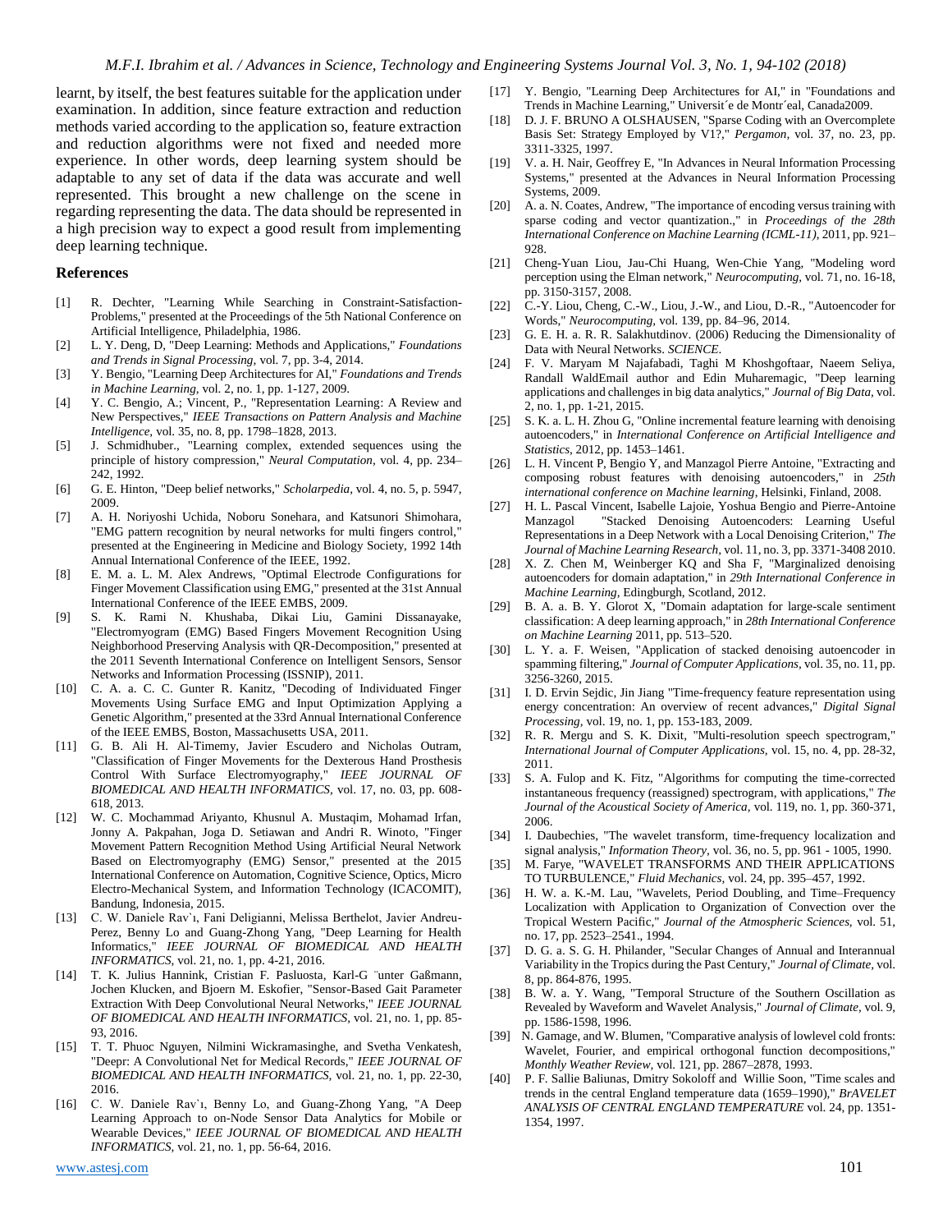learnt, by itself, the best features suitable for the application under examination. In addition, since feature extraction and reduction methods varied according to the application so, feature extraction and reduction algorithms were not fixed and needed more experience. In other words, deep learning system should be adaptable to any set of data if the data was accurate and well represented. This brought a new challenge on the scene in regarding representing the data. The data should be represented in a high precision way to expect a good result from implementing deep learning technique.

## References

- [1] R. Dechter, "Learning While Searching in Constraint-Satisfaction-Problems," presented at the Proceedings of the 5th National Conference on Artificial Intelligence, Philadelphia, 1986.
- [2] L. Y. Deng, D, "Deep Learning: Methods and Applications," *Foundations and Trends in Signal Processing,* vol. 7, pp. 3-4, 2014.
- [3] Y. Bengio, "Learning Deep Architectures for AI," *Foundations and Trends in Machine Learning,* vol. 2, no. 1, pp. 1-127, 2009.
- [4] Y. C. Bengio, A.; Vincent, P., "Representation Learning: A Review and New Perspectives," *IEEE Transactions on Pattern Analysis and Machine Intelligence,* vol. 35, no. 8, pp. 1798–1828, 2013.
- [5] J. Schmidhuber., "Learning complex, extended sequences using the principle of history compression," *Neural Computation,* vol. 4, pp. 234–242, 1992.
- [6] G. E. Hinton, "Deep belief networks," *Scholarpedia,* vol. 4, no. 5, p. 5947, 2009.
- [7] A. H. Noriyoshi Uchida, Noboru Sonehara, and Katsunori Shimohara, "EMG pattern recognition by neural networks for multi fingers control," presented at the Engineering in Medicine and Biology Society, 1992 14th Annual International Conference of the IEEE, 1992.
- [8] E. M. a. L. M. Alex Andrews, "Optimal Electrode Configurations for Finger Movement Classification using EMG," presented at the 31st Annual International Conference of the IEEE EMBS, 2009.
- [9] S. K. Rami N. Khushaba, Dikai Liu, Gamini Dissanayake, "Electromyogram (EMG) Based Fingers Movement Recognition Using Neighborhood Preserving Analysis with QR-Decomposition," presented at the 2011 Seventh International Conference on Intelligent Sensors, Sensor Networks and Information Processing (ISSNIP), 2011.
- [10] C. A. a. C. C. Gunter R. Kanitz, "Decoding of Individuated Finger Movements Using Surface EMG and Input Optimization Applying a Genetic Algorithm," presented at the 33rd Annual International Conference of the IEEE EMBS, Boston, Massachusetts USA, 2011.
- [11] G. B. Ali H. Al-Timemy, Javier Escudero and Nicholas Outram, "Classification of Finger Movements for the Dexterous Hand Prosthesis Control With Surface Electromyography," *IEEE JOURNAL OF BIOMEDICAL AND HEALTH INFORMATICS,* vol. 17, no. 03, pp. 608-618, 2013.
- [12] W. C. Mochammad Ariyanto, Khusnul A. Mustaqim, Mohamad Irfan, Jonny A. Pakpahan, Joga D. Setiawan and Andri R. Winoto, "Finger Movement Pattern Recognition Method Using Artificial Neural Network Based on Electromyography (EMG) Sensor," presented at the 2015 International Conference on Automation, Cognitive Science, Optics, Micro Electro-Mechanical System, and Information Technology (ICACOMIT), Bandung, Indonesia, 2015.
- [13] C. W. Daniele Rav`ı, Fani Deligianni, Melissa Berthelot, Javier Andreu-Perez, Benny Lo and Guang-Zhong Yang, "Deep Learning for Health Informatics," *IEEE JOURNAL OF BIOMEDICAL AND HEALTH INFORMATICS,* vol. 21, no. 1, pp. 4-21, 2016.
- [14] T. K. Julius Hannink, Cristian F. Pasluosta, Karl-G ¨unter Gaßmann, Jochen Klucken, and Bjoern M. Eskofier, "Sensor-Based Gait Parameter Extraction With Deep Convolutional Neural Networks," *IEEE JOURNAL OF BIOMEDICAL AND HEALTH INFORMATICS,* vol. 21, no. 1, pp. 85-93, 2016.
- [15] T. T. Phuoc Nguyen, Nilmini Wickramasinghe, and Svetha Venkatesh, "Deepr: A Convolutional Net for Medical Records," *IEEE JOURNAL OF BIOMEDICAL AND HEALTH INFORMATICS,* vol. 21, no. 1, pp. 22-30, 2016.
- [16] C. W. Daniele Rav`ı, Benny Lo, and Guang-Zhong Yang, "A Deep Learning Approach to on-Node Sensor Data Analytics for Mobile or Wearable Devices," *IEEE JOURNAL OF BIOMEDICAL AND HEALTH INFORMATICS,* vol. 21, no. 1, pp. 56-64, 2016.
- [17] Y. Bengio, "Learning Deep Architectures for AI," in "Foundations and Trends in Machine Learning," Universit´e de Montr´eal, Canada2009.
- [18] D. J. F. BRUNO A OLSHAUSEN, "Sparse Coding with an Overcomplete Basis Set: Strategy Employed by V1?," *Pergamon,* vol. 37, no. 23, pp. 3311-3325, 1997.
- [19] V. a. H. Nair, Geoffrey E, "In Advances in Neural Information Processing Systems," presented at the Advances in Neural Information Processing Systems, 2009.
- [20] A. a. N. Coates, Andrew, "The importance of encoding versus training with sparse coding and vector quantization.," in *Proceedings of the 28th International Conference on Machine Learning (ICML-11),* 2011, pp. 921–928.
- [21] Cheng-Yuan Liou, Jau-Chi Huang, Wen-Chie Yang, "Modeling word perception using the Elman network," *Neurocomputing,* vol. 71, no. 16-18, pp. 3150-3157, 2008.
- [22] C.-Y. Liou, Cheng, C.-W., Liou, J.-W., and Liou, D.-R., "Autoencoder for Words," *Neurocomputing,* vol. 139, pp. 84–96, 2014.
- [23] G. E. H. a. R. R. Salakhutdinov. (2006) Reducing the Dimensionality of Data with Neural Networks. *SCIENCE*.
- [24] F. V. Maryam M Najafabadi, Taghi M Khoshgoftaar, Naeem Seliya, Randall WaldEmail author and Edin Muharemagic, "Deep learning applications and challenges in big data analytics," *Journal of Big Data,* vol. 2, no. 1, pp. 1-21, 2015.
- [25] S. K. a. L. H. Zhou G, "Online incremental feature learning with denoising autoencoders," in *International Conference on Artificial Intelligence and Statistics,* 2012, pp. 1453–1461.
- [26] L. H. Vincent P, Bengio Y, and Manzagol Pierre Antoine, "Extracting and composing robust features with denoising autoencoders," in *25th international conference on Machine learning,* Helsinki, Finland, 2008.
- [27] H. L. Pascal Vincent, Isabelle Lajoie, Yoshua Bengio and Pierre-Antoine Manzagol "Stacked Denoising Autoencoders: Learning Useful Representations in a Deep Network with a Local Denoising Criterion," *The Journal of Machine Learning Research,* vol. 11, no. 3, pp. 3371-3408 2010.
- [28] X. Z. Chen M, Weinberger KQ and Sha F, "Marginalized denoising autoencoders for domain adaptation," in *29th International Conference in Machine Learning,* Edingburgh, Scotland, 2012.
- [29] B. A. a. B. Y. Glorot X, "Domain adaptation for large-scale sentiment classification: A deep learning approach," in *28th International Conference on Machine Learning* 2011, pp. 513–520.
- [30] L. Y. a. F. Weisen, "Application of stacked denoising autoencoder in spamming filtering," *Journal of Computer Applications,* vol. 35, no. 11, pp. 3256-3260, 2015.
- [31] I. D. Ervin Sejdic, Jin Jiang "Time-frequency feature representation using energy concentration: An overview of recent advances," *Digital Signal Processing,* vol. 19, no. 1, pp. 153-183, 2009.
- [32] R. R. Mergu and S. K. Dixit, "Multi-resolution speech spectrogram," *International Journal of Computer Applications,* vol. 15, no. 4, pp. 28-32, 2011.
- [33] S. A. Fulop and K. Fitz, "Algorithms for computing the time-corrected instantaneous frequency (reassigned) spectrogram, with applications," *The Journal of the Acoustical Society of America,* vol. 119, no. 1, pp. 360-371, 2006.
- [34] I. Daubechies, "The wavelet transform, time-frequency localization and signal analysis," *Information Theory,* vol. 36, no. 5, pp. 961 - 1005, 1990.
- [35] M. Farye, "WAVELET TRANSFORMS AND THEIR APPLICATIONS TO TURBULENCE," *Fluid Mechanics,* vol. 24, pp. 395–457, 1992.
- [36] H. W. a. K.-M. Lau, "Wavelets, Period Doubling, and Time–Frequency Localization with Application to Organization of Convection over the Tropical Western Pacific," *Journal of the Atmospheric Sciences,* vol. 51, no. 17, pp. 2523–2541., 1994.
- [37] D. G. a. S. G. H. Philander, "Secular Changes of Annual and Interannual Variability in the Tropics during the Past Century," *Journal of Climate,* vol. 8, pp. 864-876, 1995.
- [38] B. W. a. Y. Wang, "Temporal Structure of the Southern Oscillation as Revealed by Waveform and Wavelet Analysis," *Journal of Climate,* vol. 9, pp. 1586-1598, 1996.
- [39] N. Gamage, and W. Blumen, "Comparative analysis of lowlevel cold fronts: Wavelet, Fourier, and empirical orthogonal function decompositions," *Monthly Weather Review,* vol. 121, pp. 2867–2878, 1993.
- [40] P. F. Sallie Baliunas, Dmitry Sokoloff and Willie Soon, "Time scales and trends in the central England temperature data (1659–1990)," *BrAVELET ANALYSIS OF CENTRAL ENGLAND TEMPERATURE* vol. 24, pp. 1351-1354, 1997.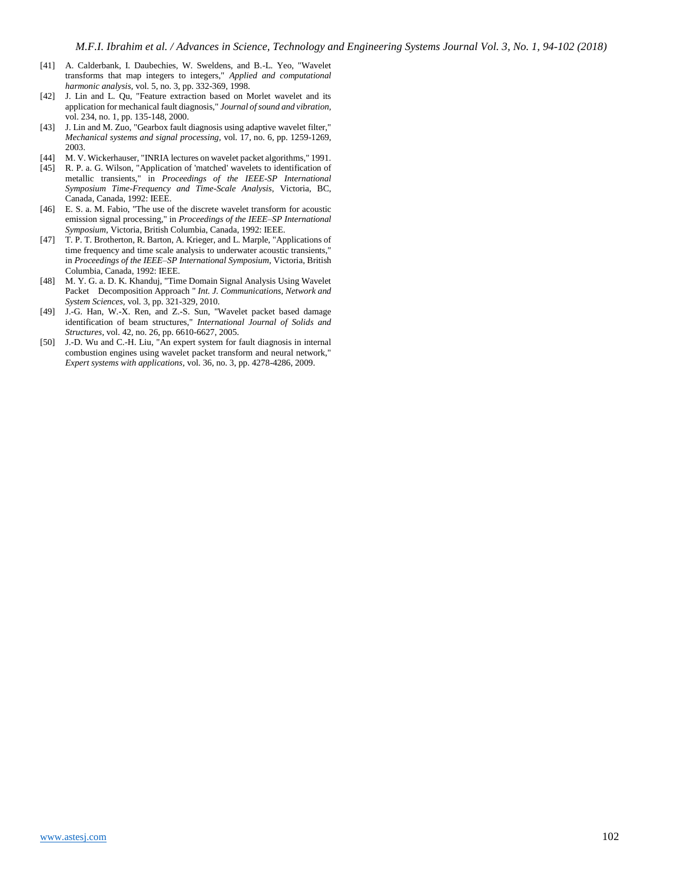[41] A. Calderbank, I. Daubechies, W. Sweldens, and B.-L. Yeo, "Wavelet transforms that map integers to integers," *Applied and computational harmonic analysis*, vol. 5, no. 3, pp. 332-369, 1998.

[42] J. Lin and L. Qu, "Feature extraction based on Morlet wavelet and its application for mechanical fault diagnosis," *Journal of sound and vibration*, vol. 234, no. 1, pp. 135-148, 2000.

[43] J. Lin and M. Zuo, "Gearbox fault diagnosis using adaptive wavelet filter," *Mechanical systems and signal processing*, vol. 17, no. 6, pp. 1259-1269, 2003.

[44] M. V. Wickerhauser, "INRIA lectures on wavelet packet algorithms," 1991.

[45] R. P. a. G. Wilson, "Application of 'matched' wavelets to identification of metallic transients," in *Proceedings of the IEEE-SP International Symposium Time-Frequency and Time-Scale Analysis*, Victoria, BC, Canada, Canada, 1992: IEEE.

[46] E. S. a. M. Fabio, "The use of the discrete wavelet transform for acoustic emission signal processing," in *Proceedings of the IEEE–SP International Symposium*, Victoria, British Columbia, Canada, 1992: IEEE.

[47] T. P. T. Brotherton, R. Barton, A. Krieger, and L. Marple, "Applications of time frequency and time scale analysis to underwater acoustic transients," in *Proceedings of the IEEE–SP International Symposium*, Victoria, British Columbia, Canada, 1992: IEEE.

[48] M. Y. G. a. D. K. Khanduj, "Time Domain Signal Analysis Using Wavelet Packet Decomposition Approach " *Int. J. Communications, Network and System Sciences*, vol. 3, pp. 321-329, 2010.

[49] J.-G. Han, W.-X. Ren, and Z.-S. Sun, "Wavelet packet based damage identification of beam structures," *International Journal of Solids and Structures*, vol. 42, no. 26, pp. 6610-6627, 2005.

[50] J.-D. Wu and C.-H. Liu, "An expert system for fault diagnosis in internal combustion engines using wavelet packet transform and neural network," *Expert systems with applications*, vol. 36, no. 3, pp. 4278-4286, 2009.